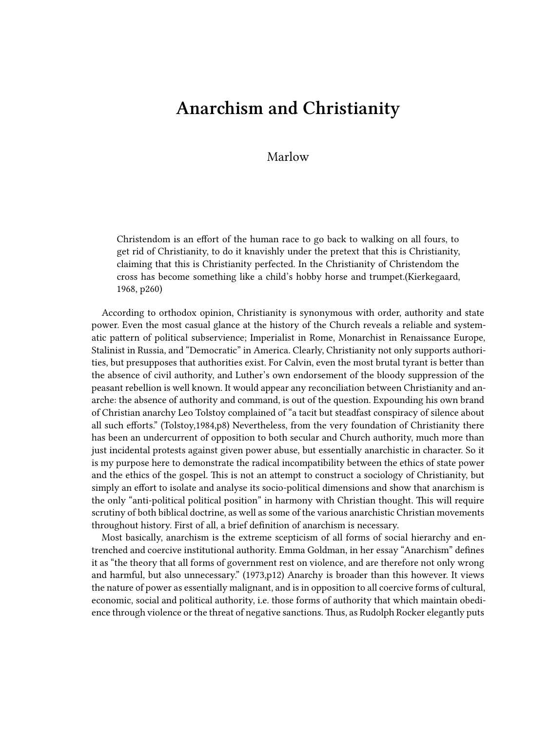# Anarchism and Christianity

Marlow

> Christendom is an effort of the human race to go back to walking on all fours, to get rid of Christianity, to do it knavishly under the pretext that this is Christianity, claiming that this is Christianity perfected. In the Christianity of Christendom the cross has become something like a child's hobby horse and trumpet.(Kierkegaard, 1968, p260)

According to orthodox opinion, Christianity is synonymous with order, authority and state power. Even the most casual glance at the history of the Church reveals a reliable and systematic pattern of political subservience; Imperialist in Rome, Monarchist in Renaissance Europe, Stalinist in Russia, and "Democratic" in America. Clearly, Christianity not only supports authorities, but presupposes that authorities exist. For Calvin, even the most brutal tyrant is better than the absence of civil authority, and Luther's own endorsement of the bloody suppression of the peasant rebellion is well known. It would appear any reconciliation between Christianity and anarche: the absence of authority and command, is out of the question. Expounding his own brand of Christian anarchy Leo Tolstoy complained of "a tacit but steadfast conspiracy of silence about all such efforts." (Tolstoy,1984,p8) Nevertheless, from the very foundation of Christianity there has been an undercurrent of opposition to both secular and Church authority, much more than just incidental protests against given power abuse, but essentially anarchistic in character. So it is my purpose here to demonstrate the radical incompatibility between the ethics of state power and the ethics of the gospel. This is not an attempt to construct a sociology of Christianity, but simply an effort to isolate and analyse its socio-political dimensions and show that anarchism is the only "anti-political political position" in harmony with Christian thought. This will require scrutiny of both biblical doctrine, as well as some of the various anarchistic Christian movements throughout history. First of all, a brief definition of anarchism is necessary.

Most basically, anarchism is the extreme scepticism of all forms of social hierarchy and entrenched and coercive institutional authority. Emma Goldman, in her essay "Anarchism" defines it as "the theory that all forms of government rest on violence, and are therefore not only wrong and harmful, but also unnecessary." (1973,p12) Anarchy is broader than this however. It views the nature of power as essentially malignant, and is in opposition to all coercive forms of cultural, economic, social and political authority, i.e. those forms of authority that which maintain obedience through violence or the threat of negative sanctions. Thus, as Rudolph Rocker elegantly puts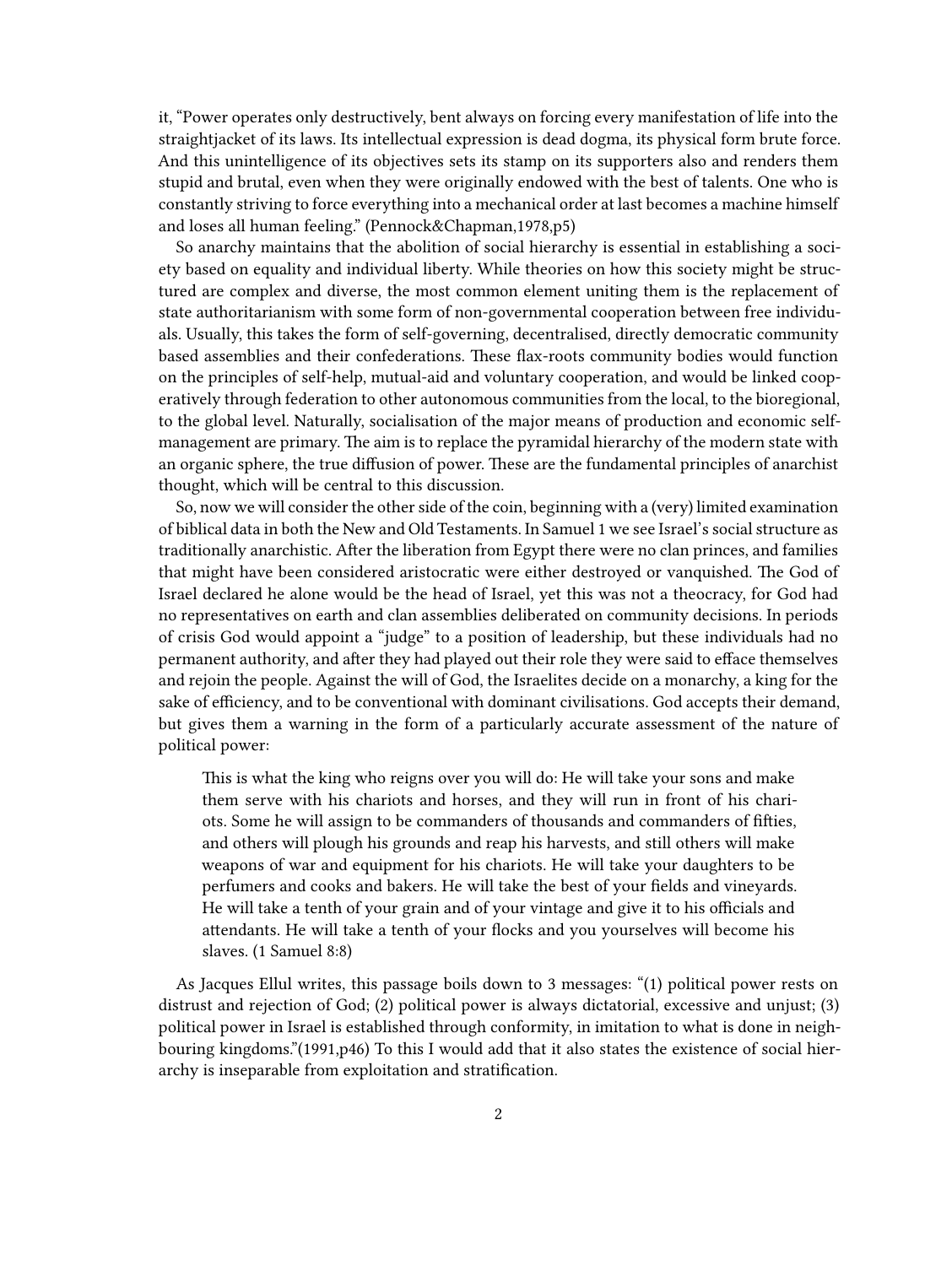it, "Power operates only destructively, bent always on forcing every manifestation of life into the straightjacket of its laws. Its intellectual expression is dead dogma, its physical form brute force. And this unintelligence of its objectives sets its stamp on its supporters also and renders them stupid and brutal, even when they were originally endowed with the best of talents. One who is constantly striving to force everything into a mechanical order at last becomes a machine himself and loses all human feeling." (Pennock&Chapman,1978,p5)

So anarchy maintains that the abolition of social hierarchy is essential in establishing a society based on equality and individual liberty. While theories on how this society might be structured are complex and diverse, the most common element uniting them is the replacement of state authoritarianism with some form of non-governmental cooperation between free individuals. Usually, this takes the form of self-governing, decentralised, directly democratic community based assemblies and their confederations. These flax-roots community bodies would function on the principles of self-help, mutual-aid and voluntary cooperation, and would be linked cooperatively through federation to other autonomous communities from the local, to the bioregional, to the global level. Naturally, socialisation of the major means of production and economic self-management are primary. The aim is to replace the pyramidal hierarchy of the modern state with an organic sphere, the true diffusion of power. These are the fundamental principles of anarchist thought, which will be central to this discussion.

So, now we will consider the other side of the coin, beginning with a (very) limited examination of biblical data in both the New and Old Testaments. In Samuel 1 we see Israel's social structure as traditionally anarchistic. After the liberation from Egypt there were no clan princes, and families that might have been considered aristocratic were either destroyed or vanquished. The God of Israel declared he alone would be the head of Israel, yet this was not a theocracy, for God had no representatives on earth and clan assemblies deliberated on community decisions. In periods of crisis God would appoint a "judge" to a position of leadership, but these individuals had no permanent authority, and after they had played out their role they were said to efface themselves and rejoin the people. Against the will of God, the Israelites decide on a monarchy, a king for the sake of efficiency, and to be conventional with dominant civilisations. God accepts their demand, but gives them a warning in the form of a particularly accurate assessment of the nature of political power:

> This is what the king who reigns over you will do: He will take your sons and make them serve with his chariots and horses, and they will run in front of his chariots. Some he will assign to be commanders of thousands and commanders of fifties, and others will plough his grounds and reap his harvests, and still others will make weapons of war and equipment for his chariots. He will take your daughters to be perfumers and cooks and bakers. He will take the best of your fields and vineyards. He will take a tenth of your grain and of your vintage and give it to his officials and attendants. He will take a tenth of your flocks and you yourselves will become his slaves. (1 Samuel 8:8)

As Jacques Ellul writes, this passage boils down to 3 messages: "(1) political power rests on distrust and rejection of God; (2) political power is always dictatorial, excessive and unjust; (3) political power in Israel is established through conformity, in imitation to what is done in neighbouring kingdoms."(1991,p46) To this I would add that it also states the existence of social hierarchy is inseparable from exploitation and stratification.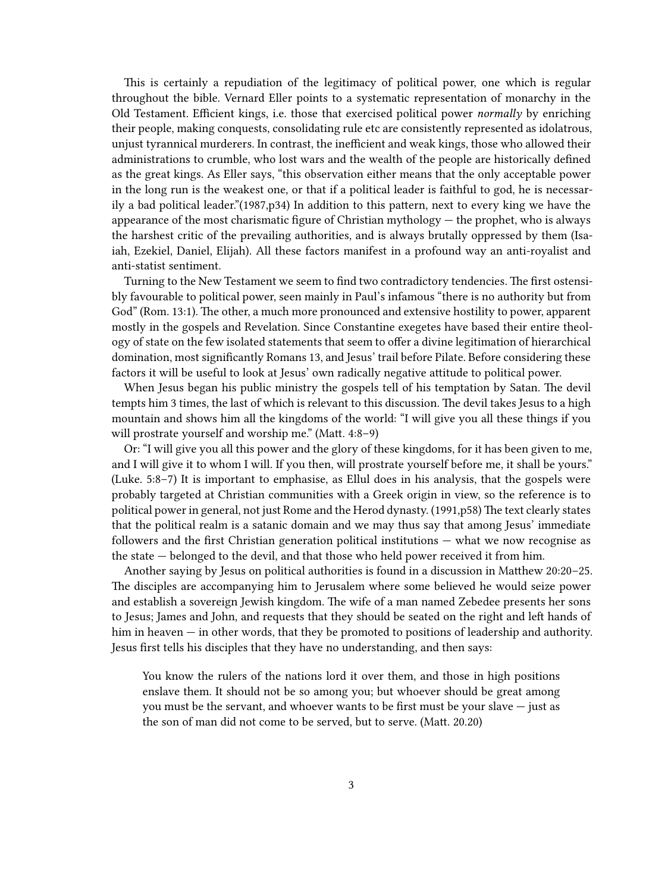This is certainly a repudiation of the legitimacy of political power, one which is regular throughout the bible. Vernard Eller points to a systematic representation of monarchy in the Old Testament. Efficient kings, i.e. those that exercised political power *normally* by enriching their people, making conquests, consolidating rule etc are consistently represented as idolatrous, unjust tyrannical murderers. In contrast, the inefficient and weak kings, those who allowed their administrations to crumble, who lost wars and the wealth of the people are historically defined as the great kings. As Eller says, "this observation either means that the only acceptable power in the long run is the weakest one, or that if a political leader is faithful to god, he is necessarily a bad political leader."(1987,p34) In addition to this pattern, next to every king we have the appearance of the most charismatic figure of Christian mythology — the prophet, who is always the harshest critic of the prevailing authorities, and is always brutally oppressed by them (Isaiah, Ezekiel, Daniel, Elijah). All these factors manifest in a profound way an anti-royalist and anti-statist sentiment.

Turning to the New Testament we seem to find two contradictory tendencies. The first ostensibly favourable to political power, seen mainly in Paul's infamous "there is no authority but from God" (Rom. 13:1). The other, a much more pronounced and extensive hostility to power, apparent mostly in the gospels and Revelation. Since Constantine exegetes have based their entire theology of state on the few isolated statements that seem to offer a divine legitimation of hierarchical domination, most significantly Romans 13, and Jesus' trail before Pilate. Before considering these factors it will be useful to look at Jesus' own radically negative attitude to political power.

When Jesus began his public ministry the gospels tell of his temptation by Satan. The devil tempts him 3 times, the last of which is relevant to this discussion. The devil takes Jesus to a high mountain and shows him all the kingdoms of the world: "I will give you all these things if you will prostrate yourself and worship me." (Matt. 4:8–9)

Or: "I will give you all this power and the glory of these kingdoms, for it has been given to me, and I will give it to whom I will. If you then, will prostrate yourself before me, it shall be yours." (Luke. 5:8–7) It is important to emphasise, as Ellul does in his analysis, that the gospels were probably targeted at Christian communities with a Greek origin in view, so the reference is to political power in general, not just Rome and the Herod dynasty. (1991,p58) The text clearly states that the political realm is a satanic domain and we may thus say that among Jesus' immediate followers and the first Christian generation political institutions — what we now recognise as the state — belonged to the devil, and that those who held power received it from him.

Another saying by Jesus on political authorities is found in a discussion in Matthew 20:20–25. The disciples are accompanying him to Jerusalem where some believed he would seize power and establish a sovereign Jewish kingdom. The wife of a man named Zebedee presents her sons to Jesus; James and John, and requests that they should be seated on the right and left hands of him in heaven — in other words, that they be promoted to positions of leadership and authority. Jesus first tells his disciples that they have no understanding, and then says:

> You know the rulers of the nations lord it over them, and those in high positions enslave them. It should not be so among you; but whoever should be great among you must be the servant, and whoever wants to be first must be your slave — just as the son of man did not come to be served, but to serve. (Matt. 20.20)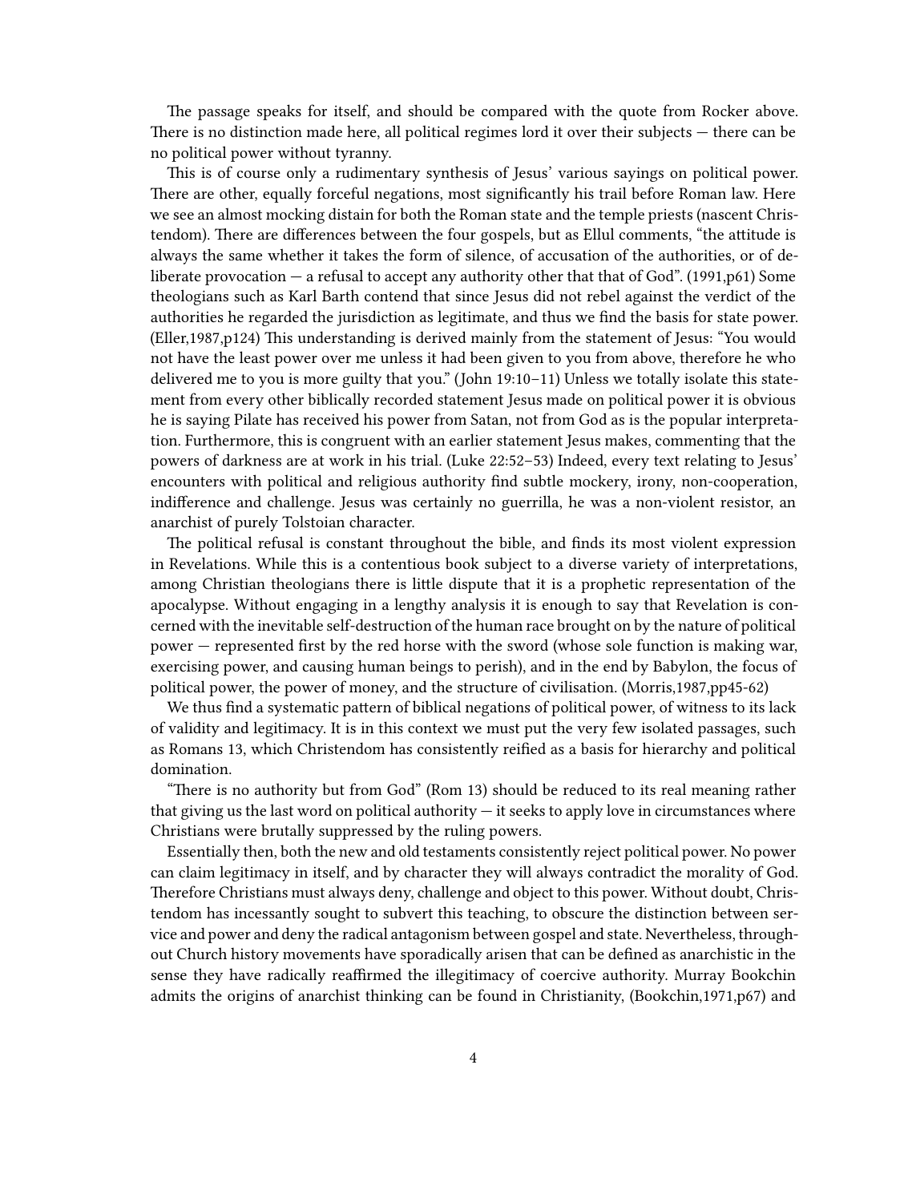The passage speaks for itself, and should be compared with the quote from Rocker above. There is no distinction made here, all political regimes lord it over their subjects — there can be no political power without tyranny.

This is of course only a rudimentary synthesis of Jesus' various sayings on political power. There are other, equally forceful negations, most significantly his trail before Roman law. Here we see an almost mocking distain for both the Roman state and the temple priests (nascent Christendom). There are differences between the four gospels, but as Ellul comments, "the attitude is always the same whether it takes the form of silence, of accusation of the authorities, or of deliberate provocation — a refusal to accept any authority other that that of God". (1991,p61) Some theologians such as Karl Barth contend that since Jesus did not rebel against the verdict of the authorities he regarded the jurisdiction as legitimate, and thus we find the basis for state power. (Eller,1987,p124) This understanding is derived mainly from the statement of Jesus: "You would not have the least power over me unless it had been given to you from above, therefore he who delivered me to you is more guilty that you." (John 19:10–11) Unless we totally isolate this statement from every other biblically recorded statement Jesus made on political power it is obvious he is saying Pilate has received his power from Satan, not from God as is the popular interpretation. Furthermore, this is congruent with an earlier statement Jesus makes, commenting that the powers of darkness are at work in his trial. (Luke 22:52–53) Indeed, every text relating to Jesus' encounters with political and religious authority find subtle mockery, irony, non-cooperation, indifference and challenge. Jesus was certainly no guerrilla, he was a non-violent resistor, an anarchist of purely Tolstoian character.

The political refusal is constant throughout the bible, and finds its most violent expression in Revelations. While this is a contentious book subject to a diverse variety of interpretations, among Christian theologians there is little dispute that it is a prophetic representation of the apocalypse. Without engaging in a lengthy analysis it is enough to say that Revelation is concerned with the inevitable self-destruction of the human race brought on by the nature of political power — represented first by the red horse with the sword (whose sole function is making war, exercising power, and causing human beings to perish), and in the end by Babylon, the focus of political power, the power of money, and the structure of civilisation. (Morris,1987,pp45-62)

We thus find a systematic pattern of biblical negations of political power, of witness to its lack of validity and legitimacy. It is in this context we must put the very few isolated passages, such as Romans 13, which Christendom has consistently reified as a basis for hierarchy and political domination.

"There is no authority but from God" (Rom 13) should be reduced to its real meaning rather that giving us the last word on political authority — it seeks to apply love in circumstances where Christians were brutally suppressed by the ruling powers.

Essentially then, both the new and old testaments consistently reject political power. No power can claim legitimacy in itself, and by character they will always contradict the morality of God. Therefore Christians must always deny, challenge and object to this power. Without doubt, Christendom has incessantly sought to subvert this teaching, to obscure the distinction between service and power and deny the radical antagonism between gospel and state. Nevertheless, throughout Church history movements have sporadically arisen that can be defined as anarchistic in the sense they have radically reaffirmed the illegitimacy of coercive authority. Murray Bookchin admits the origins of anarchist thinking can be found in Christianity, (Bookchin,1971,p67) and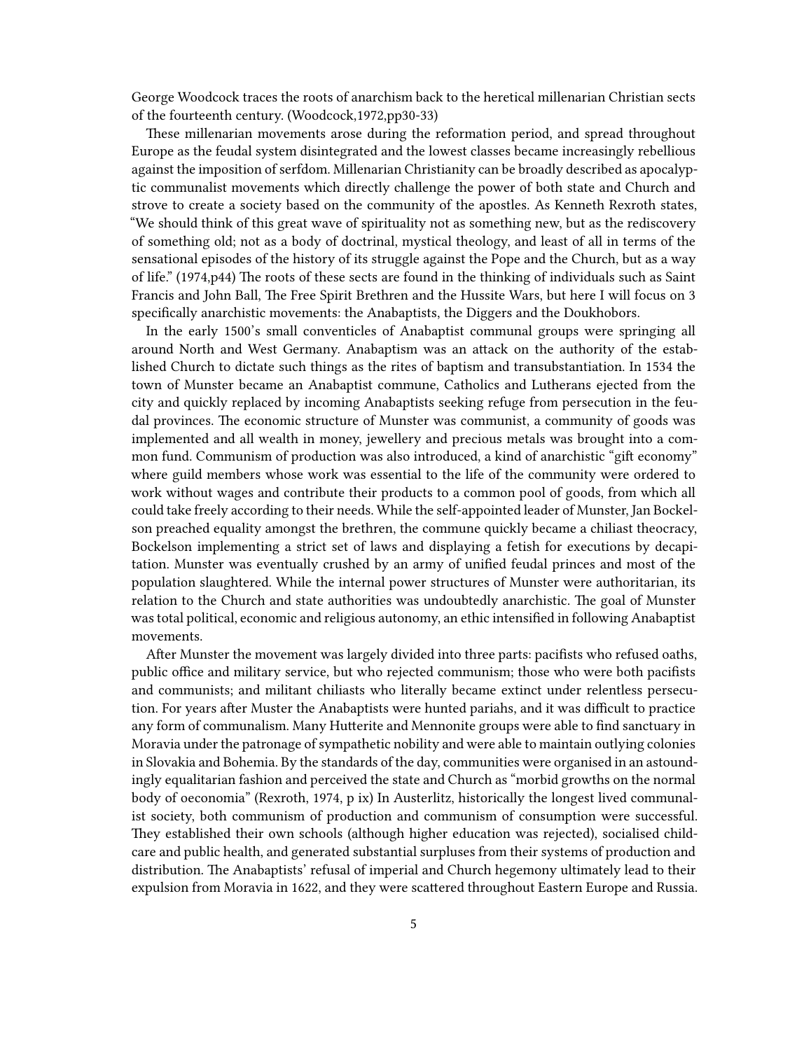George Woodcock traces the roots of anarchism back to the heretical millenarian Christian sects of the fourteenth century. (Woodcock,1972,pp30-33)

These millenarian movements arose during the reformation period, and spread throughout Europe as the feudal system disintegrated and the lowest classes became increasingly rebellious against the imposition of serfdom. Millenarian Christianity can be broadly described as apocalyptic communalist movements which directly challenge the power of both state and Church and strove to create a society based on the community of the apostles. As Kenneth Rexroth states, "We should think of this great wave of spirituality not as something new, but as the rediscovery of something old; not as a body of doctrinal, mystical theology, and least of all in terms of the sensational episodes of the history of its struggle against the Pope and the Church, but as a way of life." (1974,p44) The roots of these sects are found in the thinking of individuals such as Saint Francis and John Ball, The Free Spirit Brethren and the Hussite Wars, but here I will focus on 3 specifically anarchistic movements: the Anabaptists, the Diggers and the Doukhobors.

In the early 1500's small conventicles of Anabaptist communal groups were springing all around North and West Germany. Anabaptism was an attack on the authority of the established Church to dictate such things as the rites of baptism and transubstantiation. In 1534 the town of Munster became an Anabaptist commune, Catholics and Lutherans ejected from the city and quickly replaced by incoming Anabaptists seeking refuge from persecution in the feudal provinces. The economic structure of Munster was communist, a community of goods was implemented and all wealth in money, jewellery and precious metals was brought into a common fund. Communism of production was also introduced, a kind of anarchistic "gift economy" where guild members whose work was essential to the life of the community were ordered to work without wages and contribute their products to a common pool of goods, from which all could take freely according to their needs. While the self-appointed leader of Munster, Jan Bockelson preached equality amongst the brethren, the commune quickly became a chiliast theocracy, Bockelson implementing a strict set of laws and displaying a fetish for executions by decapitation. Munster was eventually crushed by an army of unified feudal princes and most of the population slaughtered. While the internal power structures of Munster were authoritarian, its relation to the Church and state authorities was undoubtedly anarchistic. The goal of Munster was total political, economic and religious autonomy, an ethic intensified in following Anabaptist movements.

After Munster the movement was largely divided into three parts: pacifists who refused oaths, public office and military service, but who rejected communism; those who were both pacifists and communists; and militant chiliasts who literally became extinct under relentless persecution. For years after Muster the Anabaptists were hunted pariahs, and it was difficult to practice any form of communalism. Many Hutterite and Mennonite groups were able to find sanctuary in Moravia under the patronage of sympathetic nobility and were able to maintain outlying colonies in Slovakia and Bohemia. By the standards of the day, communities were organised in an astoundingly equalitarian fashion and perceived the state and Church as "morbid growths on the normal body of oeconomia" (Rexroth, 1974, p ix) In Austerlitz, historically the longest lived communalist society, both communism of production and communism of consumption were successful. They established their own schools (although higher education was rejected), socialised childcare and public health, and generated substantial surpluses from their systems of production and distribution. The Anabaptists' refusal of imperial and Church hegemony ultimately lead to their expulsion from Moravia in 1622, and they were scattered throughout Eastern Europe and Russia.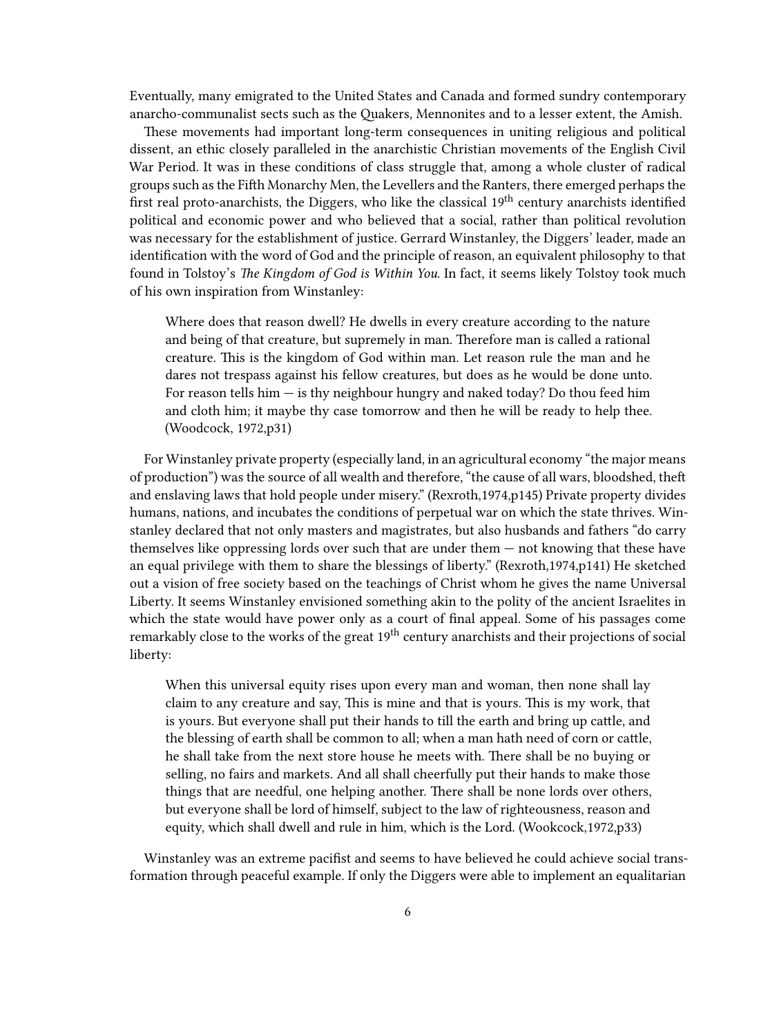Eventually, many emigrated to the United States and Canada and formed sundry contemporary anarcho-communalist sects such as the Quakers, Mennonites and to a lesser extent, the Amish.

These movements had important long-term consequences in uniting religious and political dissent, an ethic closely paralleled in the anarchistic Christian movements of the English Civil War Period. It was in these conditions of class struggle that, among a whole cluster of radical groups such as the Fifth Monarchy Men, the Levellers and the Ranters, there emerged perhaps the first real proto-anarchists, the Diggers, who like the classical 19th century anarchists identified political and economic power and who believed that a social, rather than political revolution was necessary for the establishment of justice. Gerrard Winstanley, the Diggers' leader, made an identification with the word of God and the principle of reason, an equivalent philosophy to that found in Tolstoy's *The Kingdom of God is Within You*. In fact, it seems likely Tolstoy took much of his own inspiration from Winstanley:

> Where does that reason dwell? He dwells in every creature according to the nature and being of that creature, but supremely in man. Therefore man is called a rational creature. This is the kingdom of God within man. Let reason rule the man and he dares not trespass against his fellow creatures, but does as he would be done unto. For reason tells him — is thy neighbour hungry and naked today? Do thou feed him and cloth him; it maybe thy case tomorrow and then he will be ready to help thee. (Woodcock, 1972,p31)

For Winstanley private property (especially land, in an agricultural economy "the major means of production") was the source of all wealth and therefore, "the cause of all wars, bloodshed, theft and enslaving laws that hold people under misery." (Rexroth,1974,p145) Private property divides humans, nations, and incubates the conditions of perpetual war on which the state thrives. Winstanley declared that not only masters and magistrates, but also husbands and fathers "do carry themselves like oppressing lords over such that are under them — not knowing that these have an equal privilege with them to share the blessings of liberty." (Rexroth,1974,p141) He sketched out a vision of free society based on the teachings of Christ whom he gives the name Universal Liberty. It seems Winstanley envisioned something akin to the polity of the ancient Israelites in which the state would have power only as a court of final appeal. Some of his passages come remarkably close to the works of the great 19th century anarchists and their projections of social liberty:

> When this universal equity rises upon every man and woman, then none shall lay claim to any creature and say, This is mine and that is yours. This is my work, that is yours. But everyone shall put their hands to till the earth and bring up cattle, and the blessing of earth shall be common to all; when a man hath need of corn or cattle, he shall take from the next store house he meets with. There shall be no buying or selling, no fairs and markets. And all shall cheerfully put their hands to make those things that are needful, one helping another. There shall be none lords over others, but everyone shall be lord of himself, subject to the law of righteousness, reason and equity, which shall dwell and rule in him, which is the Lord. (Wookcock,1972,p33)

Winstanley was an extreme pacifist and seems to have believed he could achieve social transformation through peaceful example. If only the Diggers were able to implement an equalitarian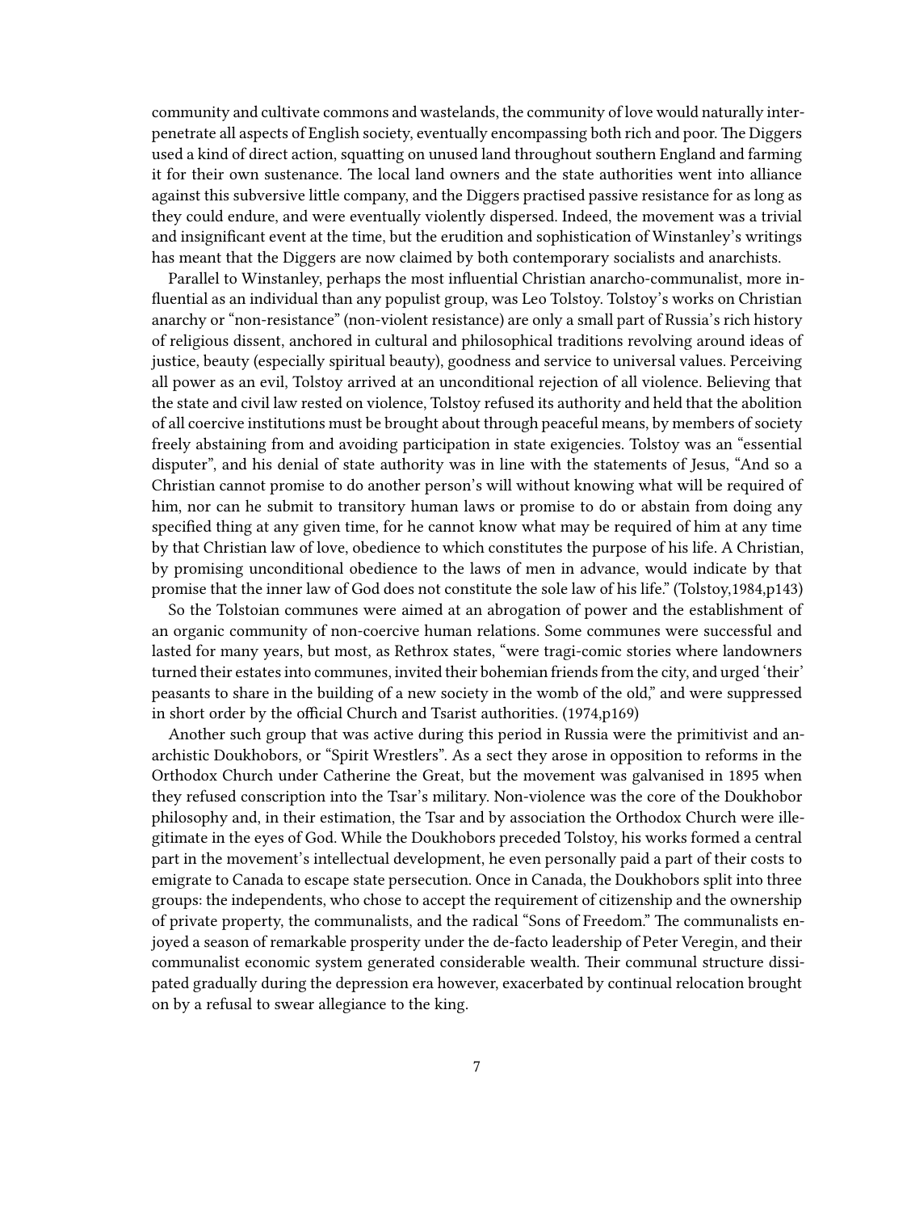community and cultivate commons and wastelands, the community of love would naturally interpenetrate all aspects of English society, eventually encompassing both rich and poor. The Diggers used a kind of direct action, squatting on unused land throughout southern England and farming it for their own sustenance. The local land owners and the state authorities went into alliance against this subversive little company, and the Diggers practised passive resistance for as long as they could endure, and were eventually violently dispersed. Indeed, the movement was a trivial and insignificant event at the time, but the erudition and sophistication of Winstanley's writings has meant that the Diggers are now claimed by both contemporary socialists and anarchists.

Parallel to Winstanley, perhaps the most influential Christian anarcho-communalist, more influential as an individual than any populist group, was Leo Tolstoy. Tolstoy's works on Christian anarchy or "non-resistance" (non-violent resistance) are only a small part of Russia's rich history of religious dissent, anchored in cultural and philosophical traditions revolving around ideas of justice, beauty (especially spiritual beauty), goodness and service to universal values. Perceiving all power as an evil, Tolstoy arrived at an unconditional rejection of all violence. Believing that the state and civil law rested on violence, Tolstoy refused its authority and held that the abolition of all coercive institutions must be brought about through peaceful means, by members of society freely abstaining from and avoiding participation in state exigencies. Tolstoy was an "essential disputer", and his denial of state authority was in line with the statements of Jesus, "And so a Christian cannot promise to do another person's will without knowing what will be required of him, nor can he submit to transitory human laws or promise to do or abstain from doing any specified thing at any given time, for he cannot know what may be required of him at any time by that Christian law of love, obedience to which constitutes the purpose of his life. A Christian, by promising unconditional obedience to the laws of men in advance, would indicate by that promise that the inner law of God does not constitute the sole law of his life." (Tolstoy,1984,p143)

So the Tolstoian communes were aimed at an abrogation of power and the establishment of an organic community of non-coercive human relations. Some communes were successful and lasted for many years, but most, as Rethrox states, "were tragi-comic stories where landowners turned their estates into communes, invited their bohemian friends from the city, and urged 'their' peasants to share in the building of a new society in the womb of the old," and were suppressed in short order by the official Church and Tsarist authorities. (1974,p169)

Another such group that was active during this period in Russia were the primitivist and anarchistic Doukhobors, or "Spirit Wrestlers". As a sect they arose in opposition to reforms in the Orthodox Church under Catherine the Great, but the movement was galvanised in 1895 when they refused conscription into the Tsar's military. Non-violence was the core of the Doukhobor philosophy and, in their estimation, the Tsar and by association the Orthodox Church were illegitimate in the eyes of God. While the Doukhobors preceded Tolstoy, his works formed a central part in the movement's intellectual development, he even personally paid a part of their costs to emigrate to Canada to escape state persecution. Once in Canada, the Doukhobors split into three groups: the independents, who chose to accept the requirement of citizenship and the ownership of private property, the communalists, and the radical "Sons of Freedom." The communalists enjoyed a season of remarkable prosperity under the de-facto leadership of Peter Veregin, and their communalist economic system generated considerable wealth. Their communal structure dissipated gradually during the depression era however, exacerbated by continual relocation brought on by a refusal to swear allegiance to the king.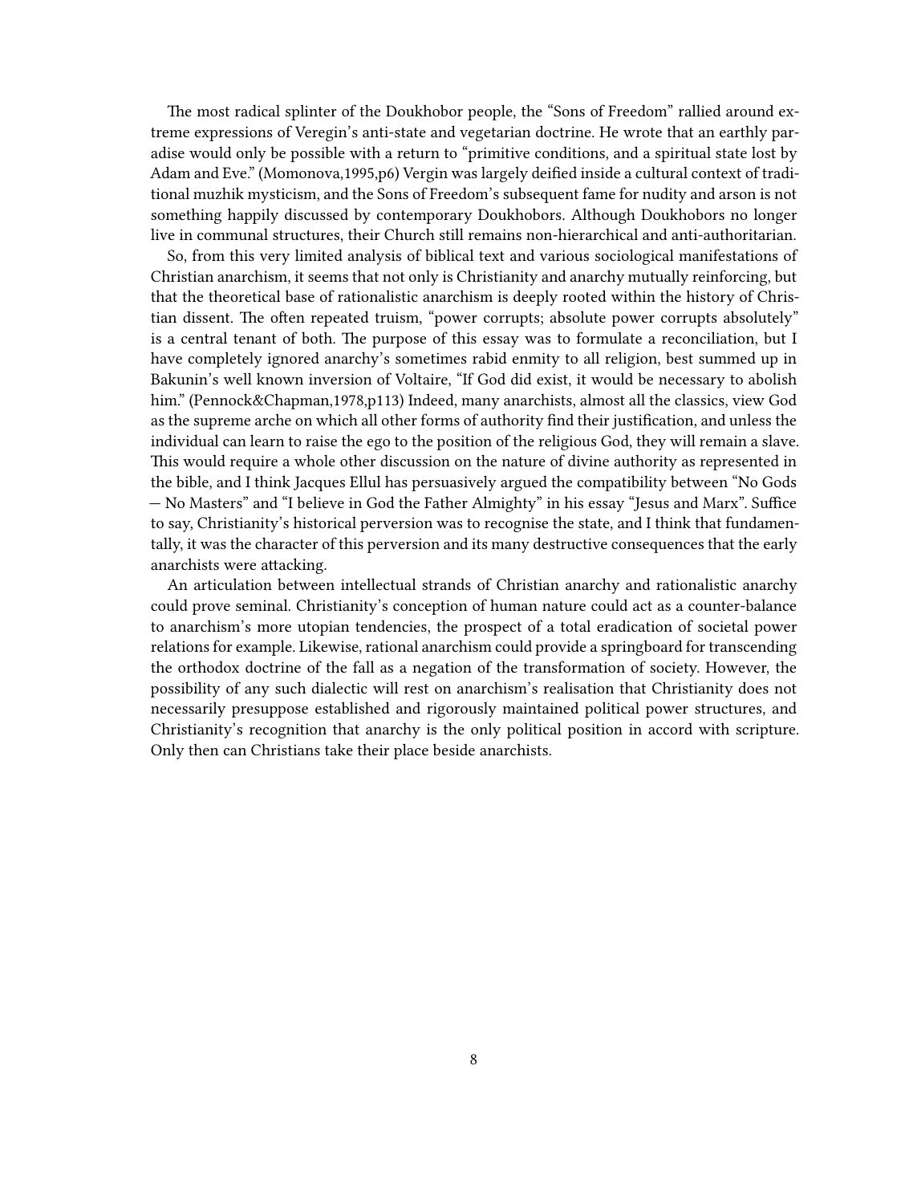The most radical splinter of the Doukhobor people, the "Sons of Freedom" rallied around extreme expressions of Veregin's anti-state and vegetarian doctrine. He wrote that an earthly paradise would only be possible with a return to "primitive conditions, and a spiritual state lost by Adam and Eve." (Momonova,1995,p6) Vergin was largely deified inside a cultural context of traditional muzhik mysticism, and the Sons of Freedom's subsequent fame for nudity and arson is not something happily discussed by contemporary Doukhobors. Although Doukhobors no longer live in communal structures, their Church still remains non-hierarchical and anti-authoritarian.

So, from this very limited analysis of biblical text and various sociological manifestations of Christian anarchism, it seems that not only is Christianity and anarchy mutually reinforcing, but that the theoretical base of rationalistic anarchism is deeply rooted within the history of Christian dissent. The often repeated truism, "power corrupts; absolute power corrupts absolutely" is a central tenant of both. The purpose of this essay was to formulate a reconciliation, but I have completely ignored anarchy's sometimes rabid enmity to all religion, best summed up in Bakunin's well known inversion of Voltaire, "If God did exist, it would be necessary to abolish him." (Pennock&Chapman,1978,p113) Indeed, many anarchists, almost all the classics, view God as the supreme arche on which all other forms of authority find their justification, and unless the individual can learn to raise the ego to the position of the religious God, they will remain a slave. This would require a whole other discussion on the nature of divine authority as represented in the bible, and I think Jacques Ellul has persuasively argued the compatibility between "No Gods — No Masters" and "I believe in God the Father Almighty" in his essay "Jesus and Marx". Suffice to say, Christianity's historical perversion was to recognise the state, and I think that fundamentally, it was the character of this perversion and its many destructive consequences that the early anarchists were attacking.

An articulation between intellectual strands of Christian anarchy and rationalistic anarchy could prove seminal. Christianity's conception of human nature could act as a counter-balance to anarchism's more utopian tendencies, the prospect of a total eradication of societal power relations for example. Likewise, rational anarchism could provide a springboard for transcending the orthodox doctrine of the fall as a negation of the transformation of society. However, the possibility of any such dialectic will rest on anarchism's realisation that Christianity does not necessarily presuppose established and rigorously maintained political power structures, and Christianity's recognition that anarchy is the only political position in accord with scripture. Only then can Christians take their place beside anarchists.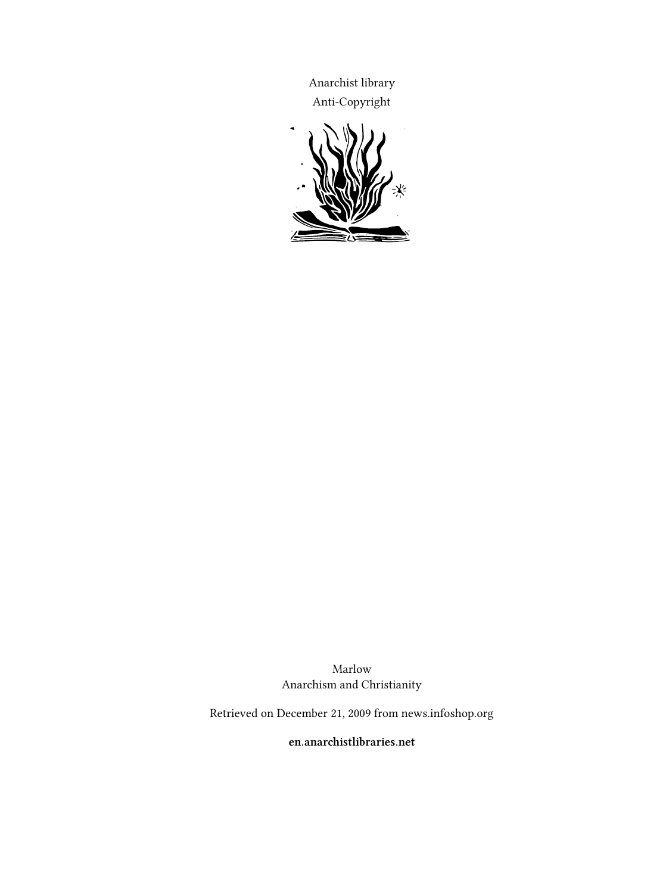Anarchist library
Anti-Copyright

Marlow
Anarchism and Christianity

Retrieved on December 21, 2009 from news.infoshop.org

**en.anarchistlibraries.net**